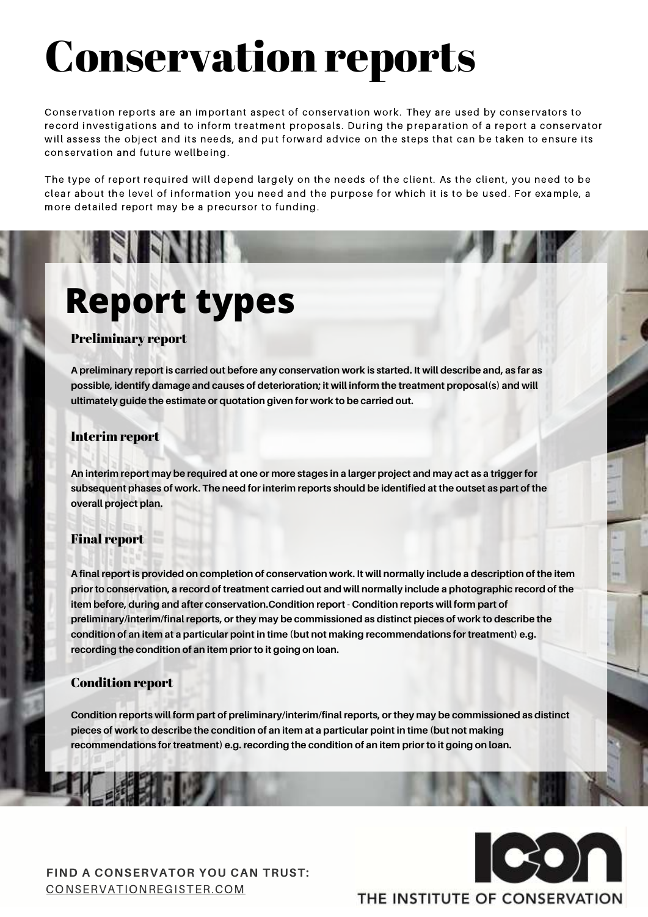# Conservation reports

Conservation reports are an important aspect of conservation work. They are used by conservators to record investigations and to inform treatment proposals. During the preparation of a report a conservator will assess the object and its needs, and put forward advice on the steps that can be taken to ensure its conservation and future wellbeing.

The type of report required will depend largely on the needs of the client. As the client, you need to be clear about the level of information you need and the purpose for which it is to be used. For example, a more detailed report may be a precursor to funding.

## Report types

### Preliminary report

**A preliminary report is carried out before any conservation work is started. It will describe and, as far as possible, identify damage and causes of deterioration; it will inform the treatment proposal(s) and will ultimately guide the estimate or quotation given for work to be carried out.**

### Interim report

**An interim report may be required at one or more stages in a larger project and may act as a trigger for subsequent phases of work. The need for interim reports should be identified at the outset as part of the overall project plan.**

### Final report

**A final report is provided on completion of conservation work. It will normally include a description of the item prior to conservation, a record of treatment carried out and will normally include a photographic record of the item before, during and after conservation.Condition report - Condition reports will form part of preliminary/interim/final reports, or they may be commissioned as distinct pieces of work to describe the condition of an item at a particular point in time (but not making recommendations for treatment) e.g. recording the condition of an item prior to it going on loan.**

### Condition report

**Condition reports will form part of preliminary/interim/final reports, or they may be commissioned as distinct pieces of work to describe the condition of an item at a particular point in time (but not making recommendations for treatment) e.g. recording the condition of an item prior to it going on loan.**

**FIND A CONSERVATOR YOU CAN TRUST:**
CONSERVATIONREGISTER.COM

ICON
THE INSTITUTE OF CONSERVATION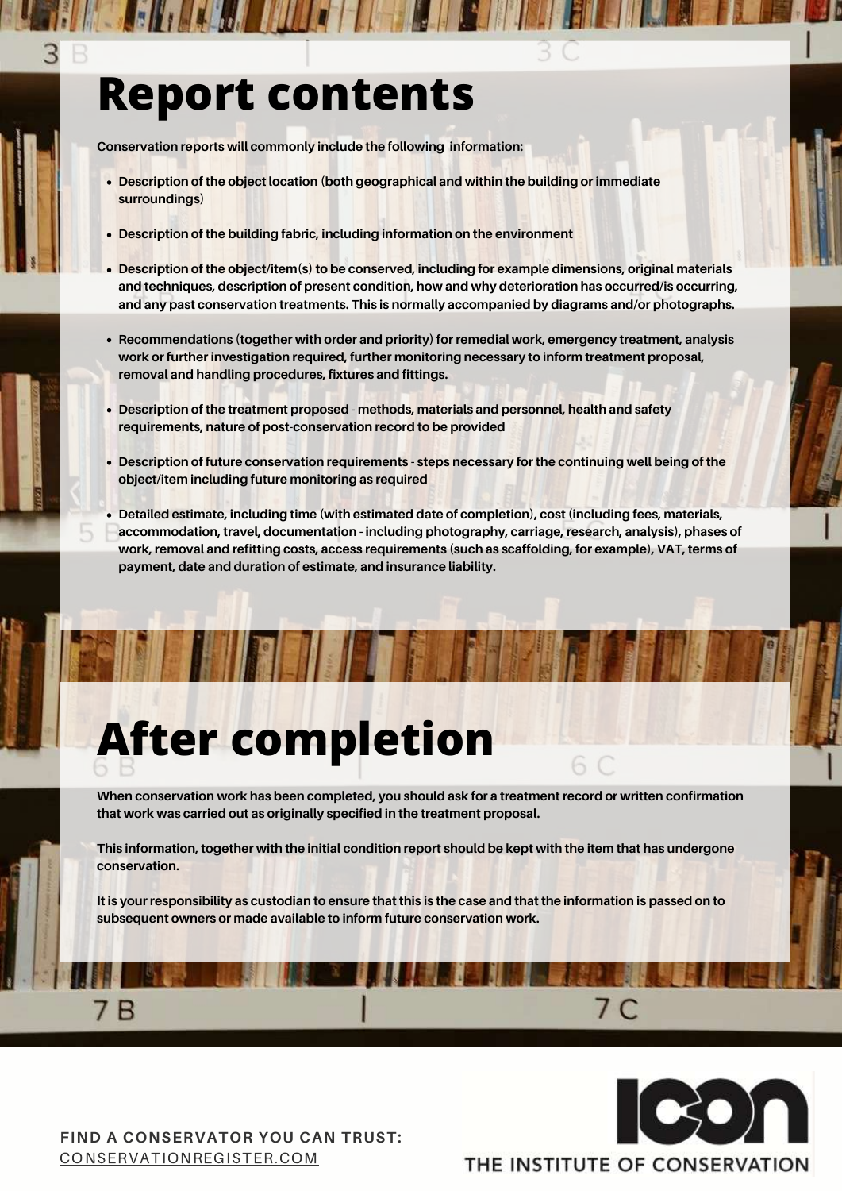# Report contents

**Conservation reports will commonly include the following information:**

- **Description of the object location (both geographical and within the building or immediate surroundings)**
- **Description of the building fabric, including information on the environment**
- **Description of the object/item(s) to be conserved, including for example dimensions, original materials and techniques, description of present condition, how and why deterioration has occurred/is occurring, and any past conservation treatments. This is normally accompanied by diagrams and/or photographs.**
- **Recommendations (together with order and priority) for remedial work, emergency treatment, analysis work or further investigation required, further monitoring necessary to inform treatment proposal, removal and handling procedures, fixtures and fittings.**
- **Description of the treatment proposed - methods, materials and personnel, health and safety requirements, nature of post-conservation record to be provided**
- **Description of future conservation requirements - steps necessary for the continuing well being of the object/item including future monitoring as required**
- **Detailed estimate, including time (with estimated date of completion), cost (including fees, materials, accommodation, travel, documentation - including photography, carriage, research, analysis), phases of work, removal and refitting costs, access requirements (such as scaffolding, for example), VAT, terms of payment, date and duration of estimate, and insurance liability.**

# After completion

**When conservation work has been completed, you should ask for a treatment record or written confirmation that work was carried out as originally specified in the treatment proposal.**

**This information, together with the initial condition report should be kept with the item that has undergone conservation.**

**It is your responsibility as custodian to ensure that this is the case and that the information is passed on to subsequent owners or made available to inform future conservation work.**

**FIND A CONSERVATOR YOU CAN TRUST:**
CONSERVATIONREGISTER.COM

ICON
THE INSTITUTE OF CONSERVATION